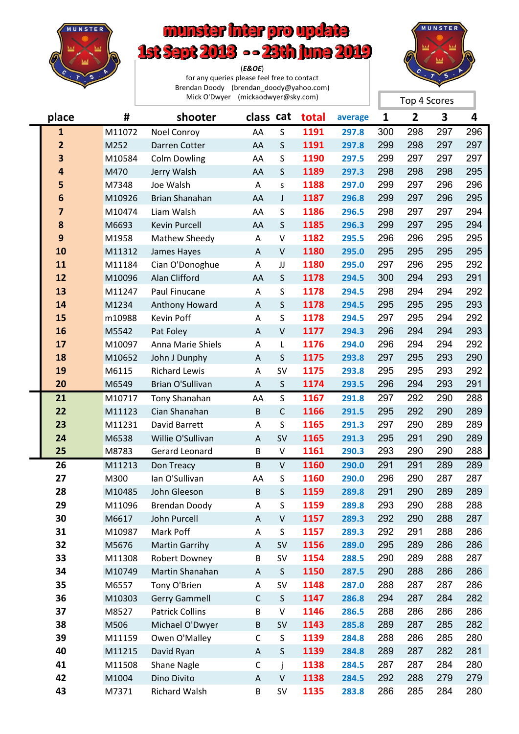# munster inter pro update

# 1st Sept 2018 - - 23th june 2019

(*E&OE*)
for any queries please feel free to contact
Brendan Doody (brendan_doody@yahoo.com)
Mick O'Dwyer (mickaodwyer@sky.com)

| place | # | shooter | class | cat | total | average | Top 4 Scores 1 | 2 | 3 | 4 |
|---|---|---|---|---|---|---|---|---|---|---|
| 1 | M11072 | Noel Conroy | AA | S | 1191 | 297.8 | 300 | 298 | 297 | 296 |
| 2 | M252 | Darren Cotter | AA | S | 1191 | 297.8 | 299 | 298 | 297 | 297 |
| 3 | M10584 | Colm Dowling | AA | S | 1190 | 297.5 | 299 | 297 | 297 | 297 |
| 4 | M470 | Jerry Walsh | AA | S | 1189 | 297.3 | 298 | 298 | 298 | 295 |
| 5 | M7348 | Joe Walsh | A | s | 1188 | 297.0 | 299 | 297 | 296 | 296 |
| 6 | M10926 | Brian Shanahan | AA | J | 1187 | 296.8 | 299 | 297 | 296 | 295 |
| 7 | M10474 | Liam Walsh | AA | S | 1186 | 296.5 | 298 | 297 | 297 | 294 |
| 8 | M6693 | Kevin Purcell | AA | S | 1185 | 296.3 | 299 | 297 | 295 | 294 |
| 9 | M1958 | Mathew Sheedy | A | V | 1182 | 295.5 | 296 | 296 | 295 | 295 |
| 10 | M11312 | James Hayes | A | V | 1180 | 295.0 | 295 | 295 | 295 | 295 |
| 11 | M11184 | Cian O'Donoghue | A | JJ | 1180 | 295.0 | 297 | 296 | 295 | 292 |
| 12 | M10096 | Alan Clifford | AA | S | 1178 | 294.5 | 300 | 294 | 293 | 291 |
| 13 | M11247 | Paul Finucane | A | S | 1178 | 294.5 | 298 | 294 | 294 | 292 |
| 14 | M1234 | Anthony Howard | A | S | 1178 | 294.5 | 295 | 295 | 295 | 293 |
| 15 | m10988 | Kevin Poff | A | S | 1178 | 294.5 | 297 | 295 | 294 | 292 |
| 16 | M5542 | Pat Foley | A | V | 1177 | 294.3 | 296 | 294 | 294 | 293 |
| 17 | M10097 | Anna Marie Shiels | A | L | 1176 | 294.0 | 296 | 294 | 294 | 292 |
| 18 | M10652 | John J Dunphy | A | S | 1175 | 293.8 | 297 | 295 | 293 | 290 |
| 19 | M6115 | Richard Lewis | A | SV | 1175 | 293.8 | 295 | 295 | 293 | 292 |
| 20 | M6549 | Brian O'Sullivan | A | S | 1174 | 293.5 | 296 | 294 | 293 | 291 |
| 21 | M10717 | Tony Shanahan | AA | S | 1167 | 291.8 | 297 | 292 | 290 | 288 |
| 22 | M11123 | Cian Shanahan | B | C | 1166 | 291.5 | 295 | 292 | 290 | 289 |
| 23 | M11231 | David Barrett | A | S | 1165 | 291.3 | 297 | 290 | 289 | 289 |
| 24 | M6538 | Willie O'Sullivan | A | SV | 1165 | 291.3 | 295 | 291 | 290 | 289 |
| 25 | M8783 | Gerard Leonard | B | V | 1161 | 290.3 | 293 | 290 | 290 | 288 |
| 26 | M11213 | Don Treacy | B | V | 1160 | 290.0 | 291 | 291 | 289 | 289 |
| 27 | M300 | Ian O'Sullivan | AA | S | 1160 | 290.0 | 296 | 290 | 287 | 287 |
| 28 | M10485 | John Gleeson | B | S | 1159 | 289.8 | 291 | 290 | 289 | 289 |
| 29 | M11096 | Brendan Doody | A | S | 1159 | 289.8 | 293 | 290 | 288 | 288 |
| 30 | M6617 | John Purcell | A | V | 1157 | 289.3 | 292 | 290 | 288 | 287 |
| 31 | M10987 | Mark Poff | A | S | 1157 | 289.3 | 292 | 291 | 288 | 286 |
| 32 | M5676 | Martin Garrihy | A | SV | 1156 | 289.0 | 295 | 289 | 286 | 286 |
| 33 | M11308 | Robert Downey | B | SV | 1154 | 288.5 | 290 | 289 | 288 | 287 |
| 34 | M10749 | Martin Shanahan | A | S | 1150 | 287.5 | 290 | 288 | 286 | 286 |
| 35 | M6557 | Tony O'Brien | A | SV | 1148 | 287.0 | 288 | 287 | 287 | 286 |
| 36 | M10303 | Gerry Gammell | C | S | 1147 | 286.8 | 294 | 287 | 284 | 282 |
| 37 | M8527 | Patrick Collins | B | V | 1146 | 286.5 | 288 | 286 | 286 | 286 |
| 38 | M506 | Michael O'Dwyer | B | SV | 1143 | 285.8 | 289 | 287 | 285 | 282 |
| 39 | M11159 | Owen O'Malley | C | S | 1139 | 284.8 | 288 | 286 | 285 | 280 |
| 40 | M11215 | David Ryan | A | S | 1139 | 284.8 | 289 | 287 | 282 | 281 |
| 41 | M11508 | Shane Nagle | C | j | 1138 | 284.5 | 287 | 287 | 284 | 280 |
| 42 | M1004 | Dino Divito | A | V | 1138 | 284.5 | 292 | 288 | 279 | 279 |
| 43 | M7371 | Richard Walsh | B | SV | 1135 | 283.8 | 286 | 285 | 284 | 280 |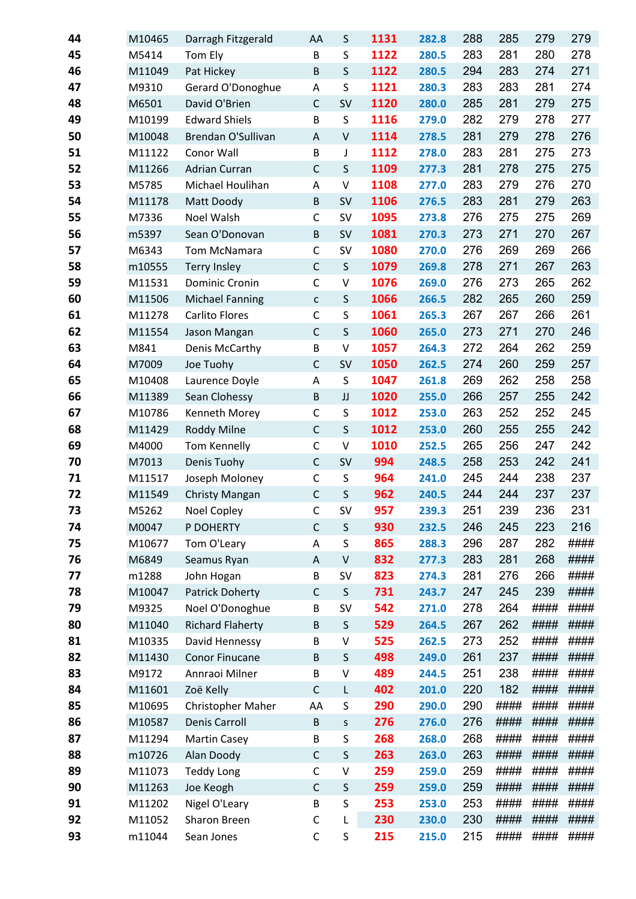| | | | | | | | | | | |
|---|---|---|---|---|---|---|---|---|---|---|
| 44 | M10465 | Darragh Fitzgerald | AA | S | 1131 | 282.8 | 288 | 285 | 279 | 279 |
| 45 | M5414 | Tom Ely | B | S | 1122 | 280.5 | 283 | 281 | 280 | 278 |
| 46 | M11049 | Pat Hickey | B | S | 1122 | 280.5 | 294 | 283 | 274 | 271 |
| 47 | M9310 | Gerard O'Donoghue | A | S | 1121 | 280.3 | 283 | 283 | 281 | 274 |
| 48 | M6501 | David O'Brien | C | SV | 1120 | 280.0 | 285 | 281 | 279 | 275 |
| 49 | M10199 | Edward Shiels | B | S | 1116 | 279.0 | 282 | 279 | 278 | 277 |
| 50 | M10048 | Brendan O'Sullivan | A | V | 1114 | 278.5 | 281 | 279 | 278 | 276 |
| 51 | M11122 | Conor Wall | B | J | 1112 | 278.0 | 283 | 281 | 275 | 273 |
| 52 | M11266 | Adrian Curran | C | S | 1109 | 277.3 | 281 | 278 | 275 | 275 |
| 53 | M5785 | Michael Houlihan | A | V | 1108 | 277.0 | 283 | 279 | 276 | 270 |
| 54 | M11178 | Matt Doody | B | SV | 1106 | 276.5 | 283 | 281 | 279 | 263 |
| 55 | M7336 | Noel Walsh | C | SV | 1095 | 273.8 | 276 | 275 | 275 | 269 |
| 56 | m5397 | Sean O'Donovan | B | SV | 1081 | 270.3 | 273 | 271 | 270 | 267 |
| 57 | M6343 | Tom McNamara | C | SV | 1080 | 270.0 | 276 | 269 | 269 | 266 |
| 58 | m10555 | Terry Insley | C | S | 1079 | 269.8 | 278 | 271 | 267 | 263 |
| 59 | M11531 | Dominic Cronin | C | V | 1076 | 269.0 | 276 | 273 | 265 | 262 |
| 60 | M11506 | Michael Fanning | c | S | 1066 | 266.5 | 282 | 265 | 260 | 259 |
| 61 | M11278 | Carlito Flores | C | S | 1061 | 265.3 | 267 | 267 | 266 | 261 |
| 62 | M11554 | Jason Mangan | C | S | 1060 | 265.0 | 273 | 271 | 270 | 246 |
| 63 | M841 | Denis McCarthy | B | V | 1057 | 264.3 | 272 | 264 | 262 | 259 |
| 64 | M7009 | Joe Tuohy | C | SV | 1050 | 262.5 | 274 | 260 | 259 | 257 |
| 65 | M10408 | Laurence Doyle | A | S | 1047 | 261.8 | 269 | 262 | 258 | 258 |
| 66 | M11389 | Sean Clohessy | B | JJ | 1020 | 255.0 | 266 | 257 | 255 | 242 |
| 67 | M10786 | Kenneth Morey | C | S | 1012 | 253.0 | 263 | 252 | 252 | 245 |
| 68 | M11429 | Roddy Milne | C | S | 1012 | 253.0 | 260 | 255 | 255 | 242 |
| 69 | M4000 | Tom Kennelly | C | V | 1010 | 252.5 | 265 | 256 | 247 | 242 |
| 70 | M7013 | Denis Tuohy | C | SV | 994 | 248.5 | 258 | 253 | 242 | 241 |
| 71 | M11517 | Joseph Moloney | C | S | 964 | 241.0 | 245 | 244 | 238 | 237 |
| 72 | M11549 | Christy Mangan | C | S | 962 | 240.5 | 244 | 244 | 237 | 237 |
| 73 | M5262 | Noel Copley | C | SV | 957 | 239.3 | 251 | 239 | 236 | 231 |
| 74 | M0047 | P DOHERTY | C | S | 930 | 232.5 | 246 | 245 | 223 | 216 |
| 75 | M10677 | Tom O'Leary | A | S | 865 | 288.3 | 296 | 287 | 282 | #### |
| 76 | M6849 | Seamus Ryan | A | V | 832 | 277.3 | 283 | 281 | 268 | #### |
| 77 | m1288 | John Hogan | B | SV | 823 | 274.3 | 281 | 276 | 266 | #### |
| 78 | M10047 | Patrick Doherty | C | S | 731 | 243.7 | 247 | 245 | 239 | #### |
| 79 | M9325 | Noel O'Donoghue | B | SV | 542 | 271.0 | 278 | 264 | #### | #### |
| 80 | M11040 | Richard Flaherty | B | S | 529 | 264.5 | 267 | 262 | #### | #### |
| 81 | M10335 | David Hennessy | B | V | 525 | 262.5 | 273 | 252 | #### | #### |
| 82 | M11430 | Conor Finucane | B | S | 498 | 249.0 | 261 | 237 | #### | #### |
| 83 | M9172 | Annraoi Milner | B | V | 489 | 244.5 | 251 | 238 | #### | #### |
| 84 | M11601 | Zoë Kelly | C | L | 402 | 201.0 | 220 | 182 | #### | #### |
| 85 | M10695 | Christopher Maher | AA | S | 290 | 290.0 | 290 | #### | #### | #### |
| 86 | M10587 | Denis Carroll | B | s | 276 | 276.0 | 276 | #### | #### | #### |
| 87 | M11294 | Martin Casey | B | S | 268 | 268.0 | 268 | #### | #### | #### |
| 88 | m10726 | Alan Doody | C | S | 263 | 263.0 | 263 | #### | #### | #### |
| 89 | M11073 | Teddy Long | C | V | 259 | 259.0 | 259 | #### | #### | #### |
| 90 | M11263 | Joe Keogh | C | S | 259 | 259.0 | 259 | #### | #### | #### |
| 91 | M11202 | Nigel O'Leary | B | S | 253 | 253.0 | 253 | #### | #### | #### |
| 92 | M11052 | Sharon Breen | C | L | 230 | 230.0 | 230 | #### | #### | #### |
| 93 | m11044 | Sean Jones | C | S | 215 | 215.0 | 215 | #### | #### | #### |